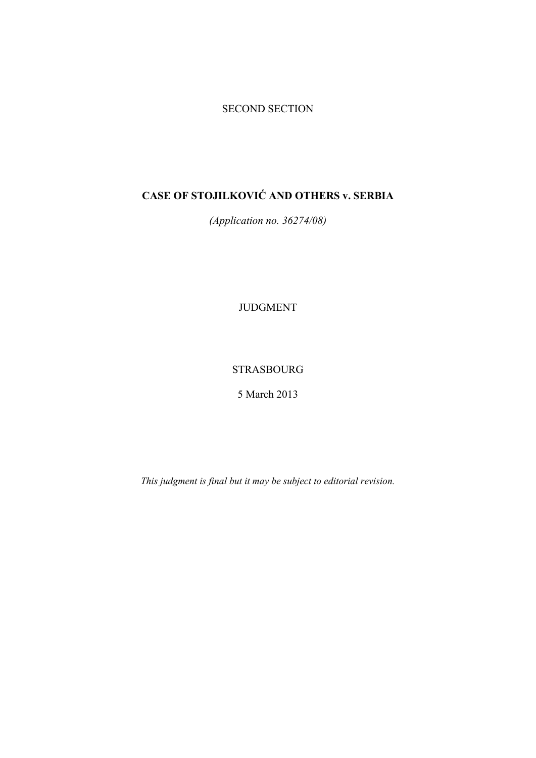SECOND SECTION

# CASE OF STOJILKOVIĆ AND OTHERS v. SERBIA

*(Application no. 36274/08)*

JUDGMENT

STRASBOURG

5 March 2013

*This judgment is final but it may be subject to editorial revision.*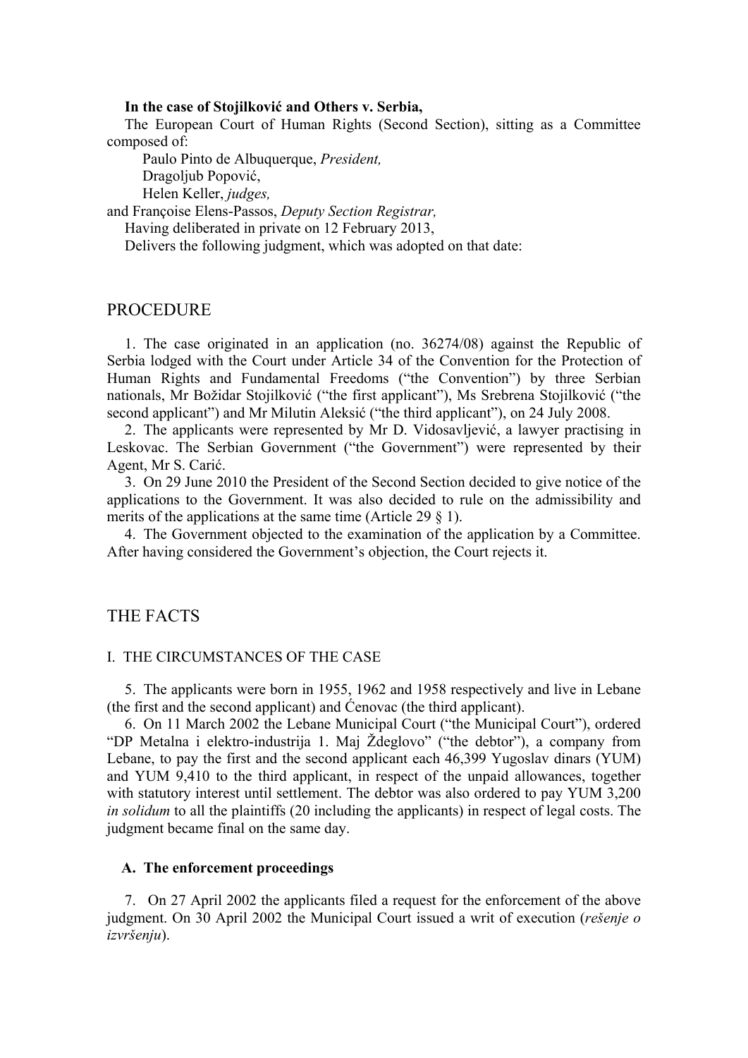**In the case of Stojilković and Others v. Serbia,**

The European Court of Human Rights (Second Section), sitting as a Committee composed of:

Paulo Pinto de Albuquerque, *President,*
Dragoljub Popović,
Helen Keller, *judges,*

and Françoise Elens-Passos, *Deputy Section Registrar,*

Having deliberated in private on 12 February 2013,

Delivers the following judgment, which was adopted on that date:

# PROCEDURE

1. The case originated in an application (no. 36274/08) against the Republic of Serbia lodged with the Court under Article 34 of the Convention for the Protection of Human Rights and Fundamental Freedoms ("the Convention") by three Serbian nationals, Mr Božidar Stojilković ("the first applicant"), Ms Srebrena Stojilković ("the second applicant") and Mr Milutin Aleksić ("the third applicant"), on 24 July 2008.

2. The applicants were represented by Mr D. Vidosavljević, a lawyer practising in Leskovac. The Serbian Government ("the Government") were represented by their Agent, Mr S. Carić.

3. On 29 June 2010 the President of the Second Section decided to give notice of the applications to the Government. It was also decided to rule on the admissibility and merits of the applications at the same time (Article 29 § 1).

4. The Government objected to the examination of the application by a Committee. After having considered the Government's objection, the Court rejects it.

# THE FACTS

## I. THE CIRCUMSTANCES OF THE CASE

5. The applicants were born in 1955, 1962 and 1958 respectively and live in Lebane (the first and the second applicant) and Ćenovac (the third applicant).

6. On 11 March 2002 the Lebane Municipal Court ("the Municipal Court"), ordered "DP Metalna i elektro-industrija 1. Maj Ždeglovo" ("the debtor"), a company from Lebane, to pay the first and the second applicant each 46,399 Yugoslav dinars (YUM) and YUM 9,410 to the third applicant, in respect of the unpaid allowances, together with statutory interest until settlement. The debtor was also ordered to pay YUM 3,200 *in solidum* to all the plaintiffs (20 including the applicants) in respect of legal costs. The judgment became final on the same day.

### A. The enforcement proceedings

7. On 27 April 2002 the applicants filed a request for the enforcement of the above judgment. On 30 April 2002 the Municipal Court issued a writ of execution (*rešenje o izvršenju*).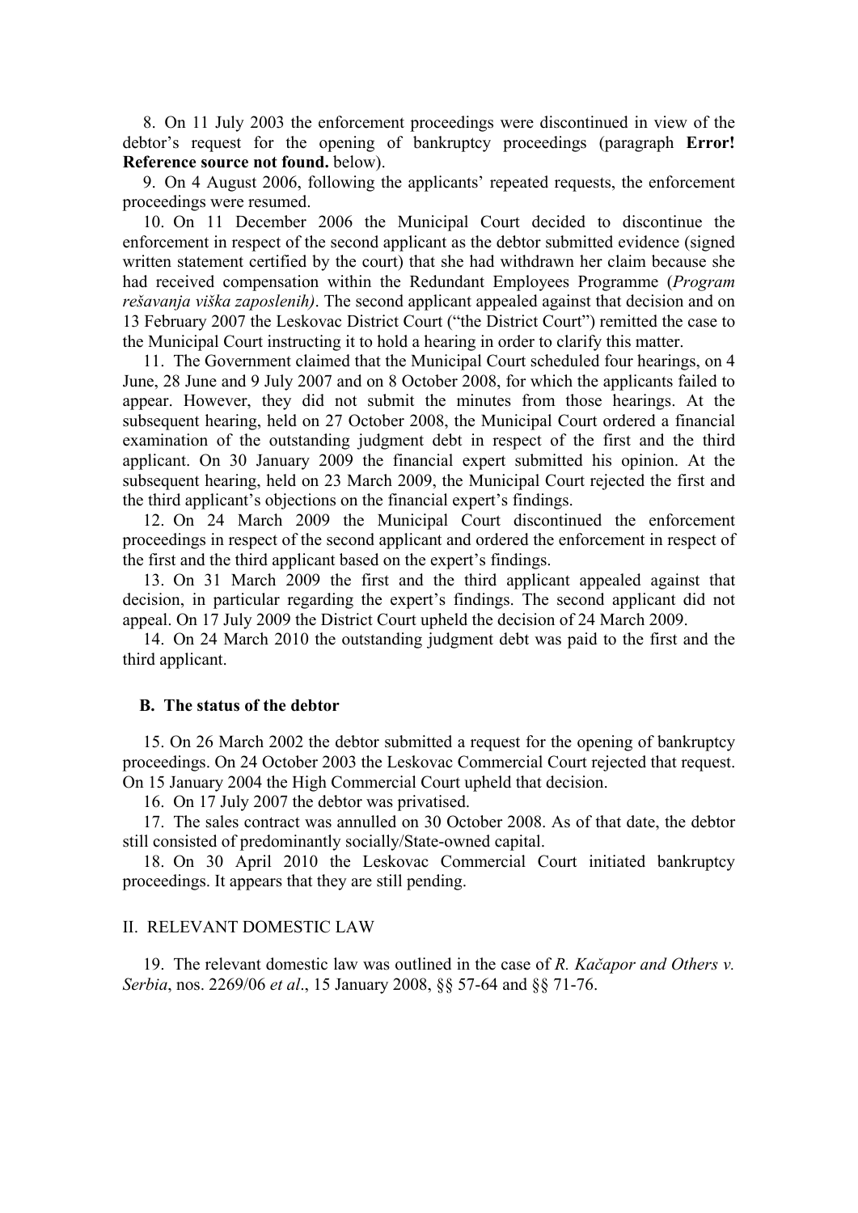8. On 11 July 2003 the enforcement proceedings were discontinued in view of the debtor's request for the opening of bankruptcy proceedings (paragraph **Error! Reference source not found.** below).

9. On 4 August 2006, following the applicants' repeated requests, the enforcement proceedings were resumed.

10. On 11 December 2006 the Municipal Court decided to discontinue the enforcement in respect of the second applicant as the debtor submitted evidence (signed written statement certified by the court) that she had withdrawn her claim because she had received compensation within the Redundant Employees Programme (*Program rešavanja viška zaposlenih)*. The second applicant appealed against that decision and on 13 February 2007 the Leskovac District Court ("the District Court") remitted the case to the Municipal Court instructing it to hold a hearing in order to clarify this matter.

11. The Government claimed that the Municipal Court scheduled four hearings, on 4 June, 28 June and 9 July 2007 and on 8 October 2008, for which the applicants failed to appear. However, they did not submit the minutes from those hearings. At the subsequent hearing, held on 27 October 2008, the Municipal Court ordered a financial examination of the outstanding judgment debt in respect of the first and the third applicant. On 30 January 2009 the financial expert submitted his opinion. At the subsequent hearing, held on 23 March 2009, the Municipal Court rejected the first and the third applicant's objections on the financial expert's findings.

12. On 24 March 2009 the Municipal Court discontinued the enforcement proceedings in respect of the second applicant and ordered the enforcement in respect of the first and the third applicant based on the expert's findings.

13. On 31 March 2009 the first and the third applicant appealed against that decision, in particular regarding the expert's findings. The second applicant did not appeal. On 17 July 2009 the District Court upheld the decision of 24 March 2009.

14. On 24 March 2010 the outstanding judgment debt was paid to the first and the third applicant.

## B. The status of the debtor

15. On 26 March 2002 the debtor submitted a request for the opening of bankruptcy proceedings. On 24 October 2003 the Leskovac Commercial Court rejected that request. On 15 January 2004 the High Commercial Court upheld that decision.

16. On 17 July 2007 the debtor was privatised.

17. The sales contract was annulled on 30 October 2008. As of that date, the debtor still consisted of predominantly socially/State-owned capital.

18. On 30 April 2010 the Leskovac Commercial Court initiated bankruptcy proceedings. It appears that they are still pending.

## II. RELEVANT DOMESTIC LAW

19. The relevant domestic law was outlined in the case of *R. Kačapor and Others v. Serbia*, nos. 2269/06 *et al*., 15 January 2008, §§ 57-64 and §§ 71-76.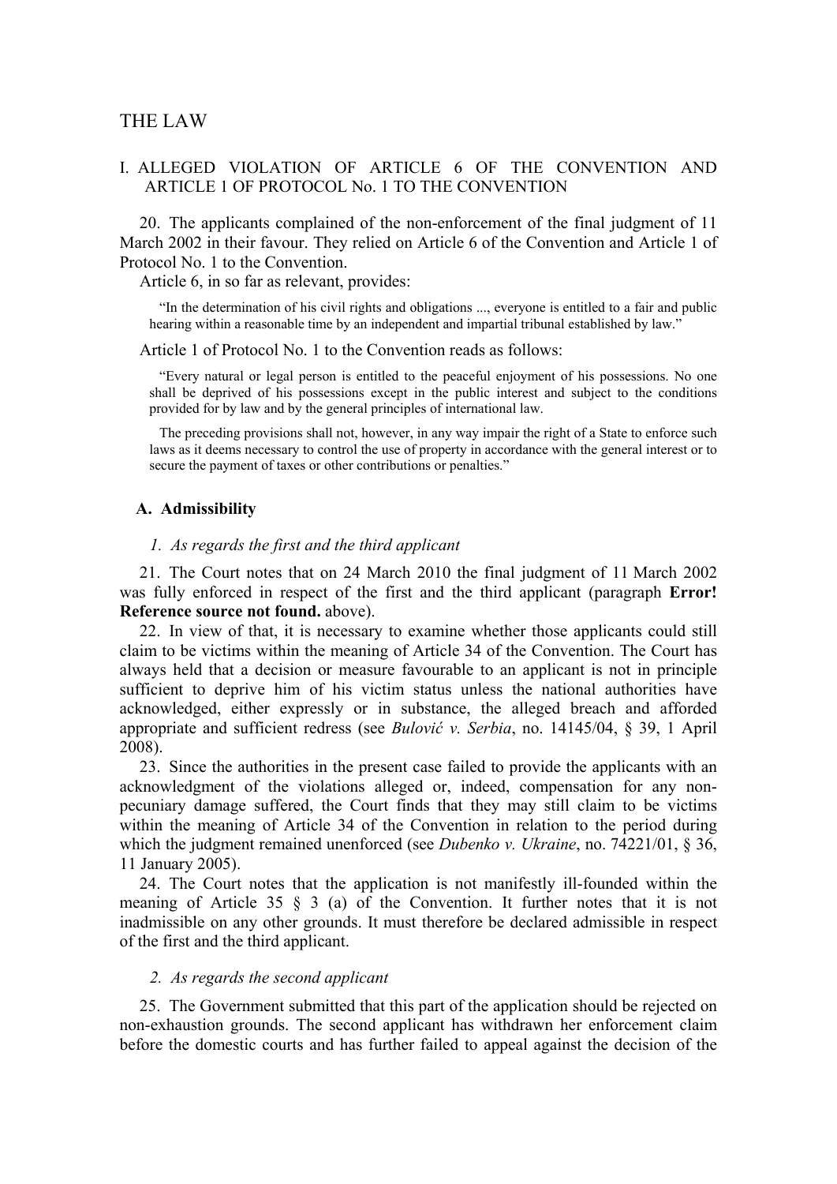# THE LAW

## I. ALLEGED VIOLATION OF ARTICLE 6 OF THE CONVENTION AND ARTICLE 1 OF PROTOCOL No. 1 TO THE CONVENTION

20. The applicants complained of the non-enforcement of the final judgment of 11 March 2002 in their favour. They relied on Article 6 of the Convention and Article 1 of Protocol No. 1 to the Convention.

Article 6, in so far as relevant, provides:

> "In the determination of his civil rights and obligations ..., everyone is entitled to a fair and public hearing within a reasonable time by an independent and impartial tribunal established by law."

Article 1 of Protocol No. 1 to the Convention reads as follows:

> "Every natural or legal person is entitled to the peaceful enjoyment of his possessions. No one shall be deprived of his possessions except in the public interest and subject to the conditions provided for by law and by the general principles of international law.
>
> The preceding provisions shall not, however, in any way impair the right of a State to enforce such laws as it deems necessary to control the use of property in accordance with the general interest or to secure the payment of taxes or other contributions or penalties."

### A. Admissibility

#### *1. As regards the first and the third applicant*

21. The Court notes that on 24 March 2010 the final judgment of 11 March 2002 was fully enforced in respect of the first and the third applicant (paragraph **Error! Reference source not found.** above).

22. In view of that, it is necessary to examine whether those applicants could still claim to be victims within the meaning of Article 34 of the Convention. The Court has always held that a decision or measure favourable to an applicant is not in principle sufficient to deprive him of his victim status unless the national authorities have acknowledged, either expressly or in substance, the alleged breach and afforded appropriate and sufficient redress (see *Bulović v. Serbia*, no. 14145/04, § 39, 1 April 2008).

23. Since the authorities in the present case failed to provide the applicants with an acknowledgment of the violations alleged or, indeed, compensation for any non-pecuniary damage suffered, the Court finds that they may still claim to be victims within the meaning of Article 34 of the Convention in relation to the period during which the judgment remained unenforced (see *Dubenko v. Ukraine*, no. 74221/01, § 36, 11 January 2005).

24. The Court notes that the application is not manifestly ill-founded within the meaning of Article 35 § 3 (a) of the Convention. It further notes that it is not inadmissible on any other grounds. It must therefore be declared admissible in respect of the first and the third applicant.

#### *2. As regards the second applicant*

25. The Government submitted that this part of the application should be rejected on non-exhaustion grounds. The second applicant has withdrawn her enforcement claim before the domestic courts and has further failed to appeal against the decision of the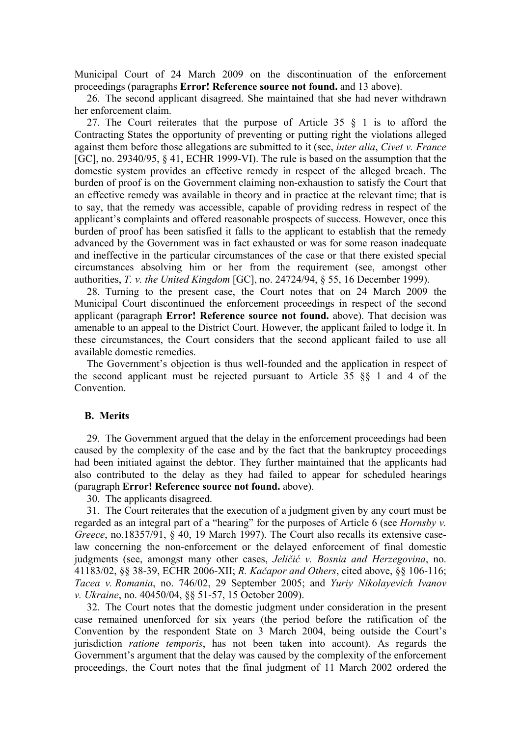Municipal Court of 24 March 2009 on the discontinuation of the enforcement proceedings (paragraphs **Error! Reference source not found.** and 13 above).

26. The second applicant disagreed. She maintained that she had never withdrawn her enforcement claim.

27. The Court reiterates that the purpose of Article 35 § 1 is to afford the Contracting States the opportunity of preventing or putting right the violations alleged against them before those allegations are submitted to it (see, *inter alia*, *Civet v. France* [GC], no. 29340/95, § 41, ECHR 1999-VI). The rule is based on the assumption that the domestic system provides an effective remedy in respect of the alleged breach. The burden of proof is on the Government claiming non-exhaustion to satisfy the Court that an effective remedy was available in theory and in practice at the relevant time; that is to say, that the remedy was accessible, capable of providing redress in respect of the applicant's complaints and offered reasonable prospects of success. However, once this burden of proof has been satisfied it falls to the applicant to establish that the remedy advanced by the Government was in fact exhausted or was for some reason inadequate and ineffective in the particular circumstances of the case or that there existed special circumstances absolving him or her from the requirement (see, amongst other authorities, *T. v. the United Kingdom* [GC], no. 24724/94, § 55, 16 December 1999).

28. Turning to the present case, the Court notes that on 24 March 2009 the Municipal Court discontinued the enforcement proceedings in respect of the second applicant (paragraph **Error! Reference source not found.** above). That decision was amenable to an appeal to the District Court. However, the applicant failed to lodge it. In these circumstances, the Court considers that the second applicant failed to use all available domestic remedies.

The Government's objection is thus well-founded and the application in respect of the second applicant must be rejected pursuant to Article 35 §§ 1 and 4 of the Convention.

### B. Merits

29. The Government argued that the delay in the enforcement proceedings had been caused by the complexity of the case and by the fact that the bankruptcy proceedings had been initiated against the debtor. They further maintained that the applicants had also contributed to the delay as they had failed to appear for scheduled hearings (paragraph **Error! Reference source not found.** above).

30. The applicants disagreed.

31. The Court reiterates that the execution of a judgment given by any court must be regarded as an integral part of a "hearing" for the purposes of Article 6 (see *Hornsby v. Greece*, no.18357/91, § 40, 19 March 1997). The Court also recalls its extensive case-law concerning the non-enforcement or the delayed enforcement of final domestic judgments (see, amongst many other cases, *Jeličić v. Bosnia and Herzegovina*, no. 41183/02, §§ 38-39, ECHR 2006-XII; *R. Kačapor and Others*, cited above, §§ 106-116; *Tacea v. Romania*, no. 746/02, 29 September 2005; and *Yuriy Nikolayevich Ivanov v. Ukraine*, no. 40450/04, §§ 51-57, 15 October 2009).

32. The Court notes that the domestic judgment under consideration in the present case remained unenforced for six years (the period before the ratification of the Convention by the respondent State on 3 March 2004, being outside the Court's jurisdiction *ratione temporis*, has not been taken into account). As regards the Government's argument that the delay was caused by the complexity of the enforcement proceedings, the Court notes that the final judgment of 11 March 2002 ordered the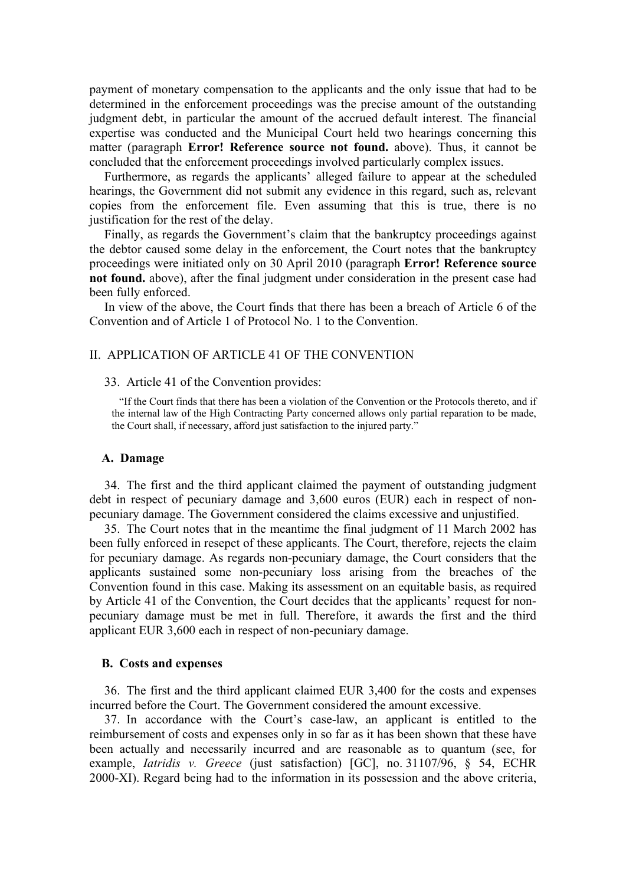payment of monetary compensation to the applicants and the only issue that had to be determined in the enforcement proceedings was the precise amount of the outstanding judgment debt, in particular the amount of the accrued default interest. The financial expertise was conducted and the Municipal Court held two hearings concerning this matter (paragraph **Error! Reference source not found.** above). Thus, it cannot be concluded that the enforcement proceedings involved particularly complex issues.

Furthermore, as regards the applicants' alleged failure to appear at the scheduled hearings, the Government did not submit any evidence in this regard, such as, relevant copies from the enforcement file. Even assuming that this is true, there is no justification for the rest of the delay.

Finally, as regards the Government's claim that the bankruptcy proceedings against the debtor caused some delay in the enforcement, the Court notes that the bankruptcy proceedings were initiated only on 30 April 2010 (paragraph **Error! Reference source not found.** above), after the final judgment under consideration in the present case had been fully enforced.

In view of the above, the Court finds that there has been a breach of Article 6 of the Convention and of Article 1 of Protocol No. 1 to the Convention.

## II. APPLICATION OF ARTICLE 41 OF THE CONVENTION

33. Article 41 of the Convention provides:

> "If the Court finds that there has been a violation of the Convention or the Protocols thereto, and if the internal law of the High Contracting Party concerned allows only partial reparation to be made, the Court shall, if necessary, afford just satisfaction to the injured party."

### A. Damage

34. The first and the third applicant claimed the payment of outstanding judgment debt in respect of pecuniary damage and 3,600 euros (EUR) each in respect of non-pecuniary damage. The Government considered the claims excessive and unjustified.

35. The Court notes that in the meantime the final judgment of 11 March 2002 has been fully enforced in resepct of these applicants. The Court, therefore, rejects the claim for pecuniary damage. As regards non-pecuniary damage, the Court considers that the applicants sustained some non-pecuniary loss arising from the breaches of the Convention found in this case. Making its assessment on an equitable basis, as required by Article 41 of the Convention, the Court decides that the applicants' request for non-pecuniary damage must be met in full. Therefore, it awards the first and the third applicant EUR 3,600 each in respect of non-pecuniary damage.

### B. Costs and expenses

36. The first and the third applicant claimed EUR 3,400 for the costs and expenses incurred before the Court. The Government considered the amount excessive.

37. In accordance with the Court's case-law, an applicant is entitled to the reimbursement of costs and expenses only in so far as it has been shown that these have been actually and necessarily incurred and are reasonable as to quantum (see, for example, *Iatridis v. Greece* (just satisfaction) [GC], no. 31107/96, § 54, ECHR 2000-XI). Regard being had to the information in its possession and the above criteria,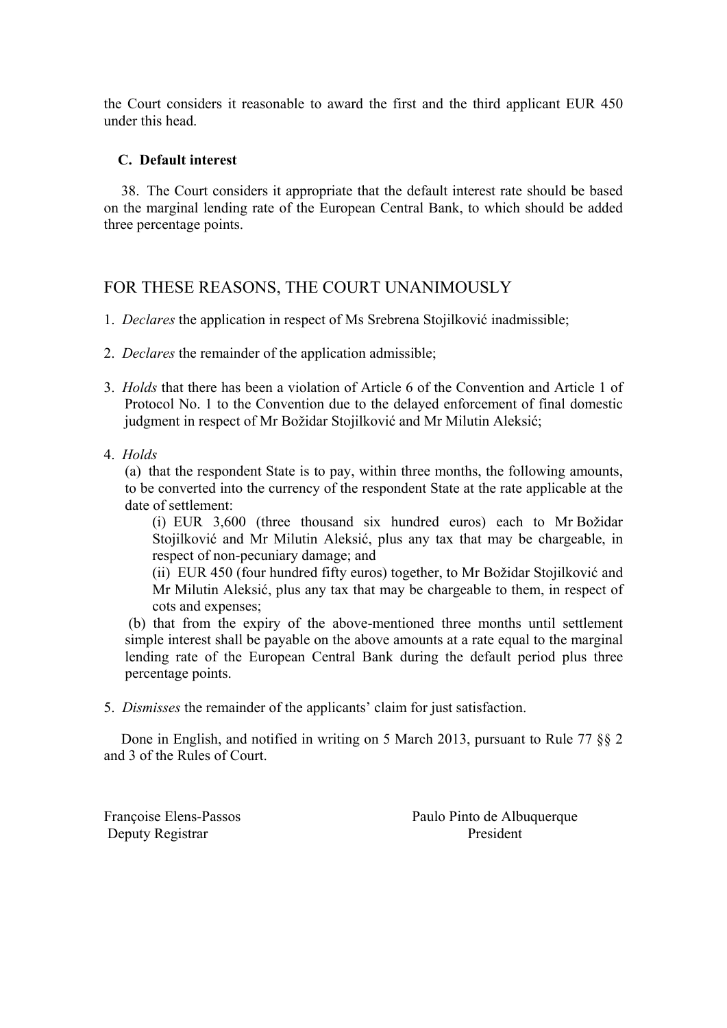the Court considers it reasonable to award the first and the third applicant EUR 450 under this head.

### C. Default interest

38. The Court considers it appropriate that the default interest rate should be based on the marginal lending rate of the European Central Bank, to which should be added three percentage points.

## FOR THESE REASONS, THE COURT UNANIMOUSLY

1. *Declares* the application in respect of Ms Srebrena Stojilković inadmissible;

2. *Declares* the remainder of the application admissible;

3. *Holds* that there has been a violation of Article 6 of the Convention and Article 1 of Protocol No. 1 to the Convention due to the delayed enforcement of final domestic judgment in respect of Mr Božidar Stojilković and Mr Milutin Aleksić;

4. *Holds*

   (a) that the respondent State is to pay, within three months, the following amounts, to be converted into the currency of the respondent State at the rate applicable at the date of settlement:

   (i) EUR 3,600 (three thousand six hundred euros) each to Mr Božidar Stojilković and Mr Milutin Aleksić, plus any tax that may be chargeable, in respect of non-pecuniary damage; and

   (ii) EUR 450 (four hundred fifty euros) together, to Mr Božidar Stojilković and Mr Milutin Aleksić, plus any tax that may be chargeable to them, in respect of cots and expenses;

   (b) that from the expiry of the above-mentioned three months until settlement simple interest shall be payable on the above amounts at a rate equal to the marginal lending rate of the European Central Bank during the default period plus three percentage points.

5. *Dismisses* the remainder of the applicants' claim for just satisfaction.

Done in English, and notified in writing on 5 March 2013, pursuant to Rule 77 §§ 2 and 3 of the Rules of Court.

Françoise Elens-Passos
Deputy Registrar

Paulo Pinto de Albuquerque
President